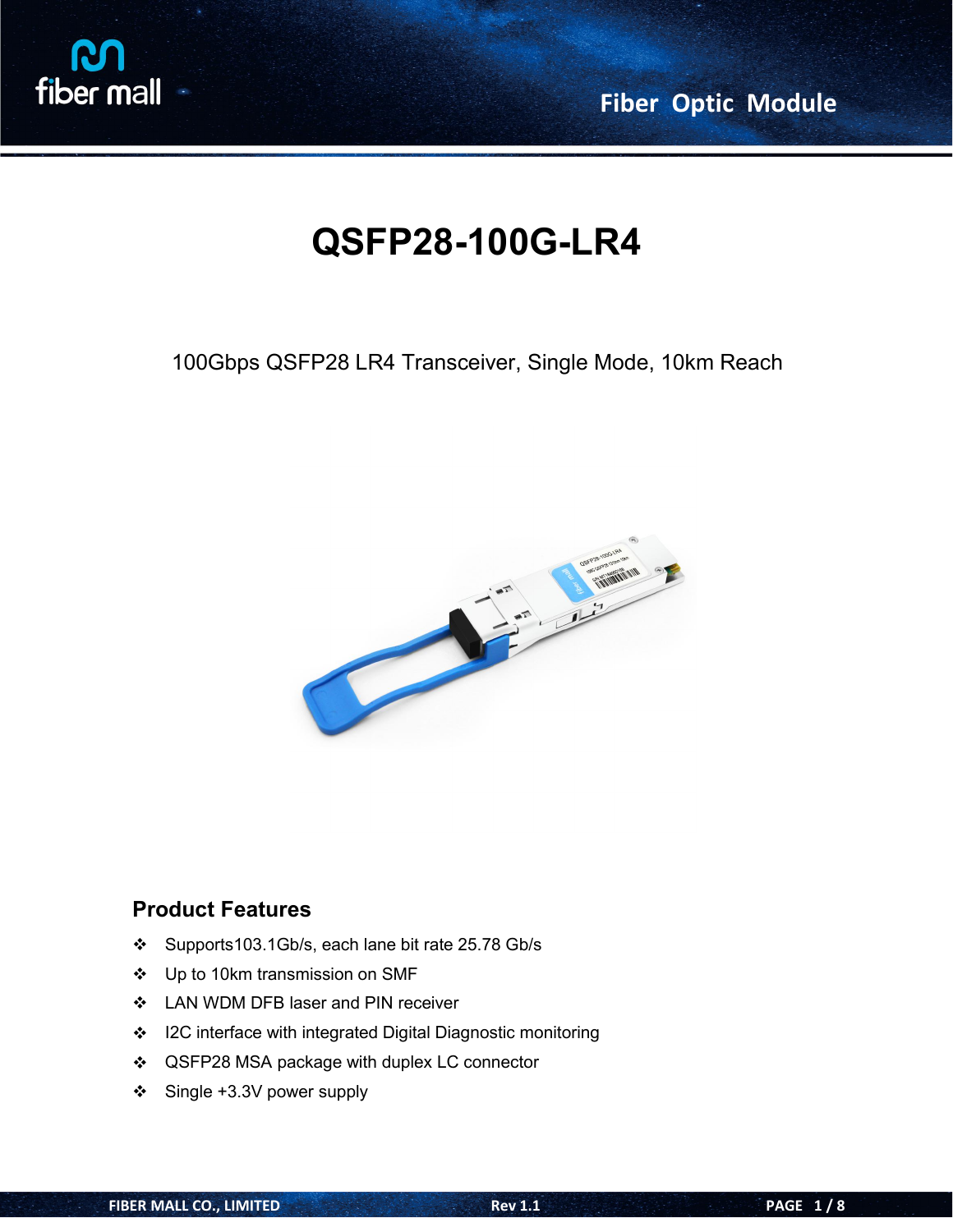# QSFP28-100G-LR4

100Gbps QSFP28 LR4 Transceiver, Single Mode, 10km Reach

## Product Features

- Supports103.1Gb/s, each lane bit rate 25.78 Gb/s
- Up to 10km transmission on SMF
- LAN WDM DFB laser and PIN receiver
- I2C interface with integrated Digital Diagnostic monitoring
- QSFP28 MSA package with duplex LC connector
- Single +3.3V power supply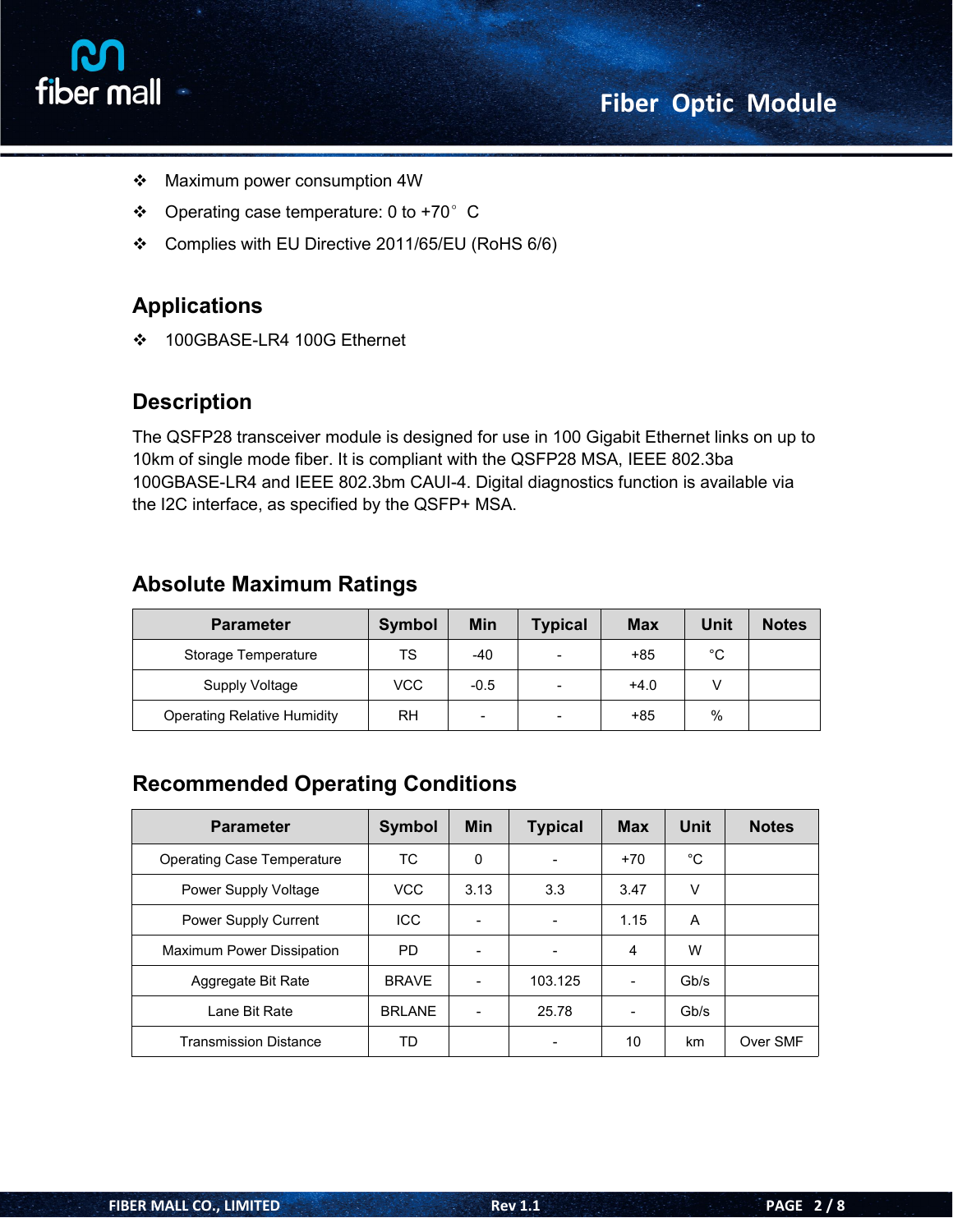- Maximum power consumption 4W
- Operating case temperature: 0 to +70° C
- Complies with EU Directive 2011/65/EU (RoHS 6/6)

## Applications

- 100GBASE-LR4 100G Ethernet

## Description

The QSFP28 transceiver module is designed for use in 100 Gigabit Ethernet links on up to 10km of single mode fiber. It is compliant with the QSFP28 MSA, IEEE 802.3ba 100GBASE-LR4 and IEEE 802.3bm CAUI-4. Digital diagnostics function is available via the I2C interface, as specified by the QSFP+ MSA.

## Absolute Maximum Ratings

| Parameter | Symbol | Min | Typical | Max | Unit | Notes |
|---|---|---|---|---|---|---|
| Storage Temperature | TS | -40 | - | +85 | °C | |
| Supply Voltage | VCC | -0.5 | - | +4.0 | V | |
| Operating Relative Humidity | RH | - | - | +85 | % | |

## Recommended Operating Conditions

| Parameter | Symbol | Min | Typical | Max | Unit | Notes |
|---|---|---|---|---|---|---|
| Operating Case Temperature | TC | 0 | - | +70 | °C | |
| Power Supply Voltage | VCC | 3.13 | 3.3 | 3.47 | V | |
| Power Supply Current | ICC | - | - | 1.15 | A | |
| Maximum Power Dissipation | PD | - | - | 4 | W | |
| Aggregate Bit Rate | BRAVE | - | 103.125 | - | Gb/s | |
| Lane Bit Rate | BRLANE | - | 25.78 | - | Gb/s | |
| Transmission Distance | TD | | - | 10 | km | Over SMF |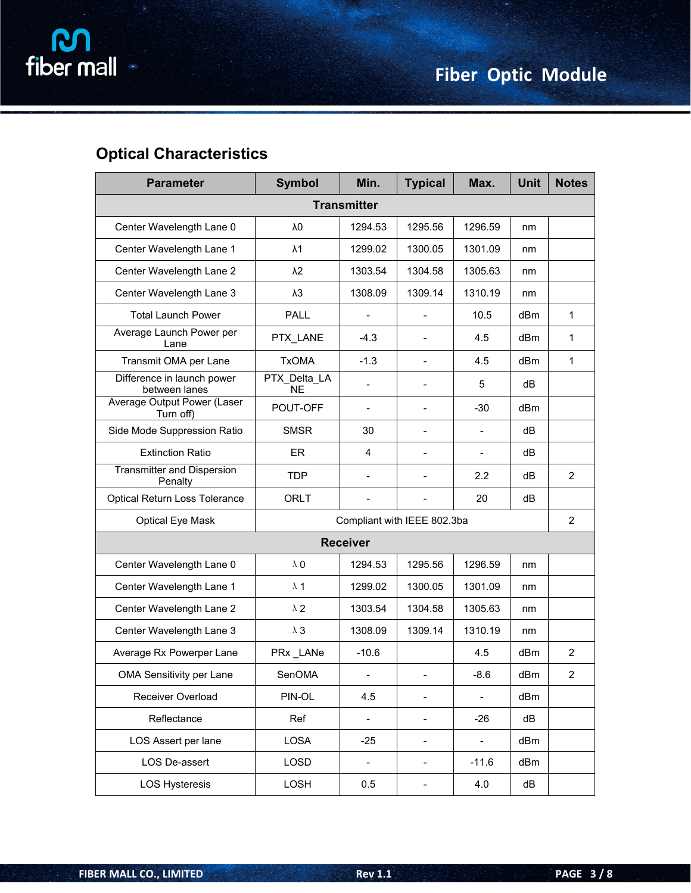## Optical Characteristics

| Parameter | Symbol | Min. | Typical | Max. | Unit | Notes |
|---|---|---|---|---|---|---|
| **Transmitter** | | | | | | |
| Center Wavelength Lane 0 | λ0 | 1294.53 | 1295.56 | 1296.59 | nm | |
| Center Wavelength Lane 1 | λ1 | 1299.02 | 1300.05 | 1301.09 | nm | |
| Center Wavelength Lane 2 | λ2 | 1303.54 | 1304.58 | 1305.63 | nm | |
| Center Wavelength Lane 3 | λ3 | 1308.09 | 1309.14 | 1310.19 | nm | |
| Total Launch Power | PALL | - | - | 10.5 | dBm | 1 |
| Average Launch Power per Lane | PTX_LANE | -4.3 | - | 4.5 | dBm | 1 |
| Transmit OMA per Lane | TxOMA | -1.3 | - | 4.5 | dBm | 1 |
| Difference in launch power between lanes | PTX_Delta_LANE | - | - | 5 | dB | |
| Average Output Power (Laser Turn off) | POUT-OFF | - | - | -30 | dBm | |
| Side Mode Suppression Ratio | SMSR | 30 | - | - | dB | |
| Extinction Ratio | ER | 4 | - | - | dB | |
| Transmitter and Dispersion Penalty | TDP | - | - | 2.2 | dB | 2 |
| Optical Return Loss Tolerance | ORLT | - | - | 20 | dB | |
| Optical Eye Mask | Compliant with IEEE 802.3ba | | | | | 2 |
| **Receiver** | | | | | | |
| Center Wavelength Lane 0 | λ 0 | 1294.53 | 1295.56 | 1296.59 | nm | |
| Center Wavelength Lane 1 | λ 1 | 1299.02 | 1300.05 | 1301.09 | nm | |
| Center Wavelength Lane 2 | λ 2 | 1303.54 | 1304.58 | 1305.63 | nm | |
| Center Wavelength Lane 3 | λ 3 | 1308.09 | 1309.14 | 1310.19 | nm | |
| Average Rx Powerper Lane | PRx _LANe | -10.6 | | 4.5 | dBm | 2 |
| OMA Sensitivity per Lane | SenOMA | - | - | -8.6 | dBm | 2 |
| Receiver Overload | PIN-OL | 4.5 | - | - | dBm | |
| Reflectance | Ref | - | - | -26 | dB | |
| LOS Assert per lane | LOSA | -25 | - | - | dBm | |
| LOS De-assert | LOSD | - | - | -11.6 | dBm | |
| LOS Hysteresis | LOSH | 0.5 | - | 4.0 | dB | |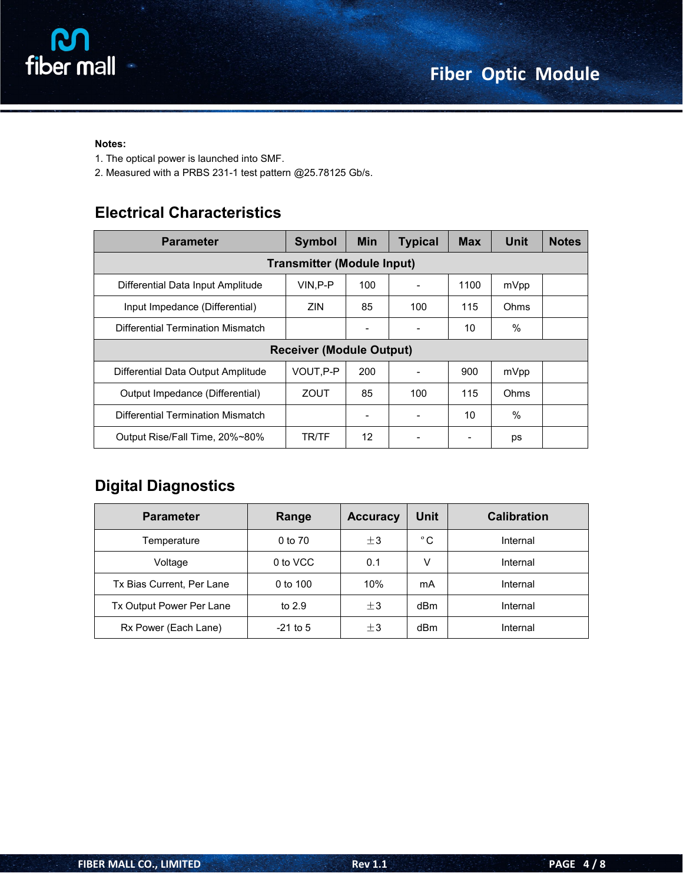**Notes:**

1. The optical power is launched into SMF.
2. Measured with a PRBS 231-1 test pattern @25.78125 Gb/s.

## Electrical Characteristics

| Parameter | Symbol | Min | Typical | Max | Unit | Notes |
|---|---|---|---|---|---|---|
| **Transmitter (Module Input)** | | | | | | |
| Differential Data Input Amplitude | VIN,P-P | 100 | - | 1100 | mVpp | |
| Input Impedance (Differential) | ZIN | 85 | 100 | 115 | Ohms | |
| Differential Termination Mismatch | | - | - | 10 | % | |
| **Receiver (Module Output)** | | | | | | |
| Differential Data Output Amplitude | VOUT,P-P | 200 | - | 900 | mVpp | |
| Output Impedance (Differential) | ZOUT | 85 | 100 | 115 | Ohms | |
| Differential Termination Mismatch | | - | - | 10 | % | |
| Output Rise/Fall Time, 20%~80% | TR/TF | 12 | - | - | ps | |

## Digital Diagnostics

| Parameter | Range | Accuracy | Unit | Calibration |
|---|---|---|---|---|
| Temperature | 0 to 70 | ±3 | °C | Internal |
| Voltage | 0 to VCC | 0.1 | V | Internal |
| Tx Bias Current, Per Lane | 0 to 100 | 10% | mA | Internal |
| Tx Output Power Per Lane | to 2.9 | ±3 | dBm | Internal |
| Rx Power (Each Lane) | -21 to 5 | ±3 | dBm | Internal |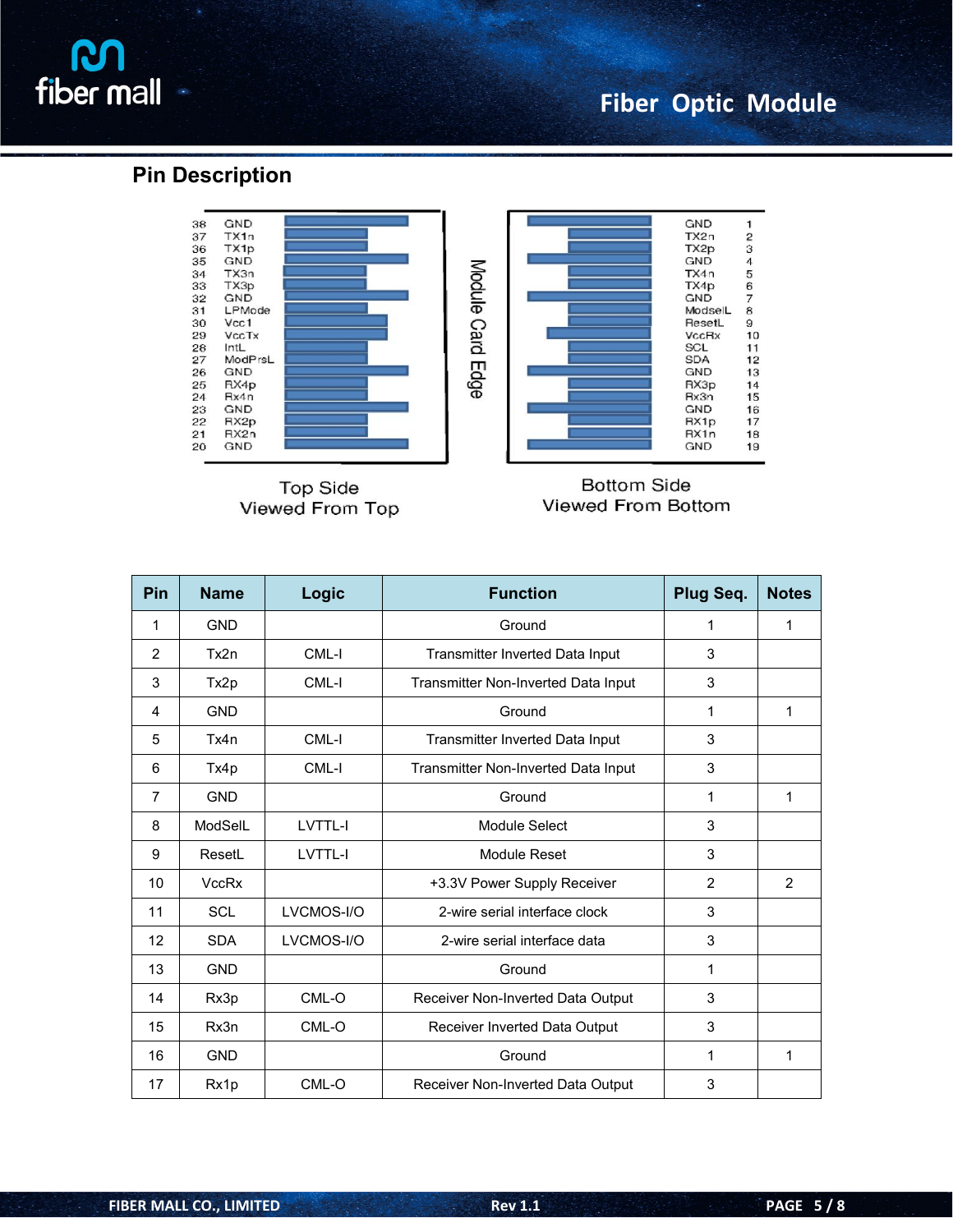## Pin Description

Top Side
Viewed From Top

Module Card Edge

Bottom Side
Viewed From Bottom

| Pin | Name | Logic | Function | Plug Seq. | Notes |
|---|---|---|---|---|---|
| 1 | GND | | Ground | 1 | 1 |
| 2 | Tx2n | CML-I | Transmitter Inverted Data Input | 3 | |
| 3 | Tx2p | CML-I | Transmitter Non-Inverted Data Input | 3 | |
| 4 | GND | | Ground | 1 | 1 |
| 5 | Tx4n | CML-I | Transmitter Inverted Data Input | 3 | |
| 6 | Tx4p | CML-I | Transmitter Non-Inverted Data Input | 3 | |
| 7 | GND | | Ground | 1 | 1 |
| 8 | ModSelL | LVTTL-I | Module Select | 3 | |
| 9 | ResetL | LVTTL-I | Module Reset | 3 | |
| 10 | VccRx | | +3.3V Power Supply Receiver | 2 | 2 |
| 11 | SCL | LVCMOS-I/O | 2-wire serial interface clock | 3 | |
| 12 | SDA | LVCMOS-I/O | 2-wire serial interface data | 3 | |
| 13 | GND | | Ground | 1 | |
| 14 | Rx3p | CML-O | Receiver Non-Inverted Data Output | 3 | |
| 15 | Rx3n | CML-O | Receiver Inverted Data Output | 3 | |
| 16 | GND | | Ground | 1 | 1 |
| 17 | Rx1p | CML-O | Receiver Non-Inverted Data Output | 3 | |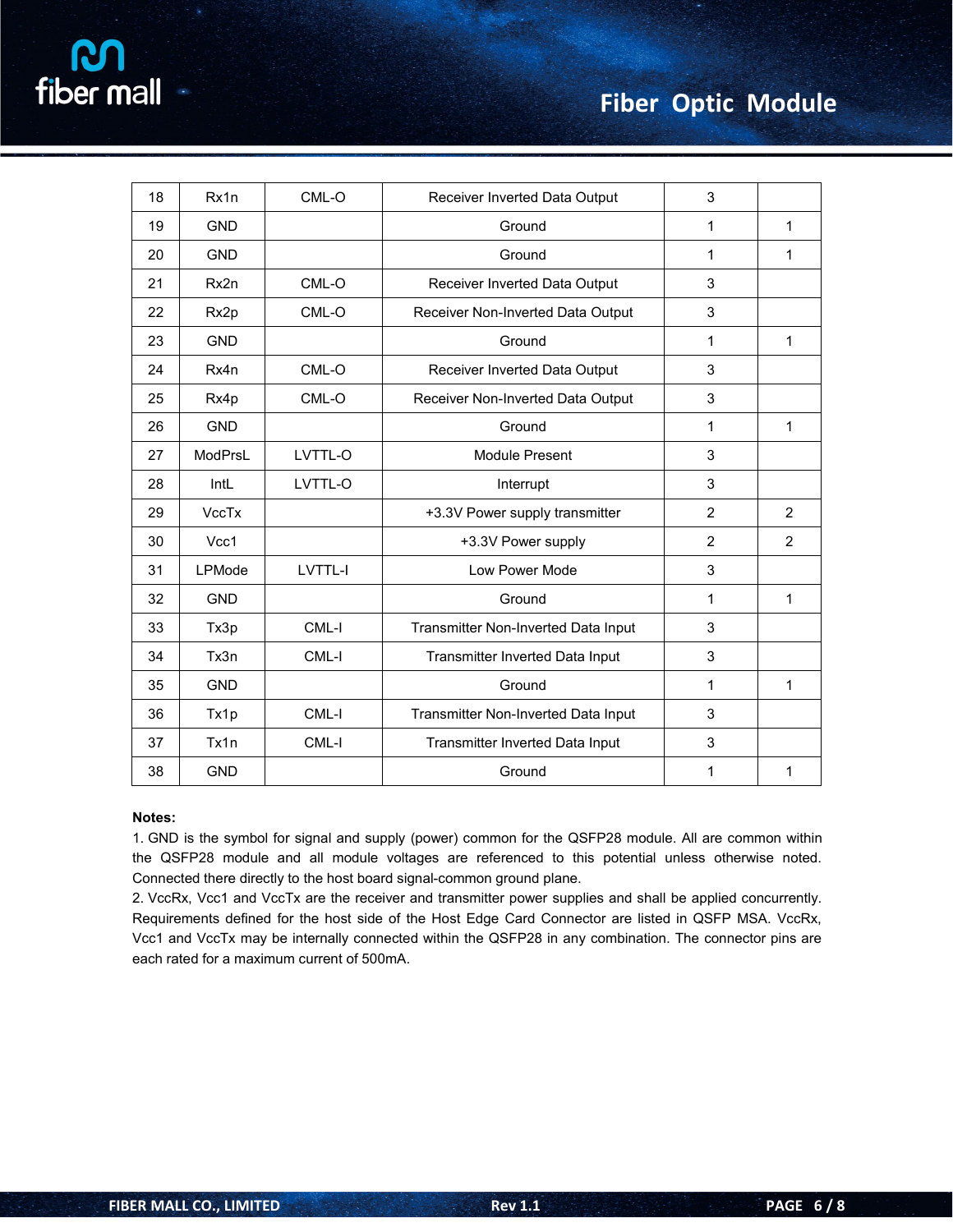| 18 | Rx1n | CML-O | Receiver Inverted Data Output | 3 | |
|---|---|---|---|---|---|
| 19 | GND | | Ground | 1 | 1 |
| 20 | GND | | Ground | 1 | 1 |
| 21 | Rx2n | CML-O | Receiver Inverted Data Output | 3 | |
| 22 | Rx2p | CML-O | Receiver Non-Inverted Data Output | 3 | |
| 23 | GND | | Ground | 1 | 1 |
| 24 | Rx4n | CML-O | Receiver Inverted Data Output | 3 | |
| 25 | Rx4p | CML-O | Receiver Non-Inverted Data Output | 3 | |
| 26 | GND | | Ground | 1 | 1 |
| 27 | ModPrsL | LVTTL-O | Module Present | 3 | |
| 28 | IntL | LVTTL-O | Interrupt | 3 | |
| 29 | VccTx | | +3.3V Power supply transmitter | 2 | 2 |
| 30 | Vcc1 | | +3.3V Power supply | 2 | 2 |
| 31 | LPMode | LVTTL-I | Low Power Mode | 3 | |
| 32 | GND | | Ground | 1 | 1 |
| 33 | Tx3p | CML-I | Transmitter Non-Inverted Data Input | 3 | |
| 34 | Tx3n | CML-I | Transmitter Inverted Data Input | 3 | |
| 35 | GND | | Ground | 1 | 1 |
| 36 | Tx1p | CML-I | Transmitter Non-Inverted Data Input | 3 | |
| 37 | Tx1n | CML-I | Transmitter Inverted Data Input | 3 | |
| 38 | GND | | Ground | 1 | 1 |

**Notes:**

1. GND is the symbol for signal and supply (power) common for the QSFP28 module. All are common within the QSFP28 module and all module voltages are referenced to this potential unless otherwise noted. Connected there directly to the host board signal-common ground plane.
2. VccRx, Vcc1 and VccTx are the receiver and transmitter power supplies and shall be applied concurrently. Requirements defined for the host side of the Host Edge Card Connector are listed in QSFP MSA. VccRx, Vcc1 and VccTx may be internally connected within the QSFP28 in any combination. The connector pins are each rated for a maximum current of 500mA.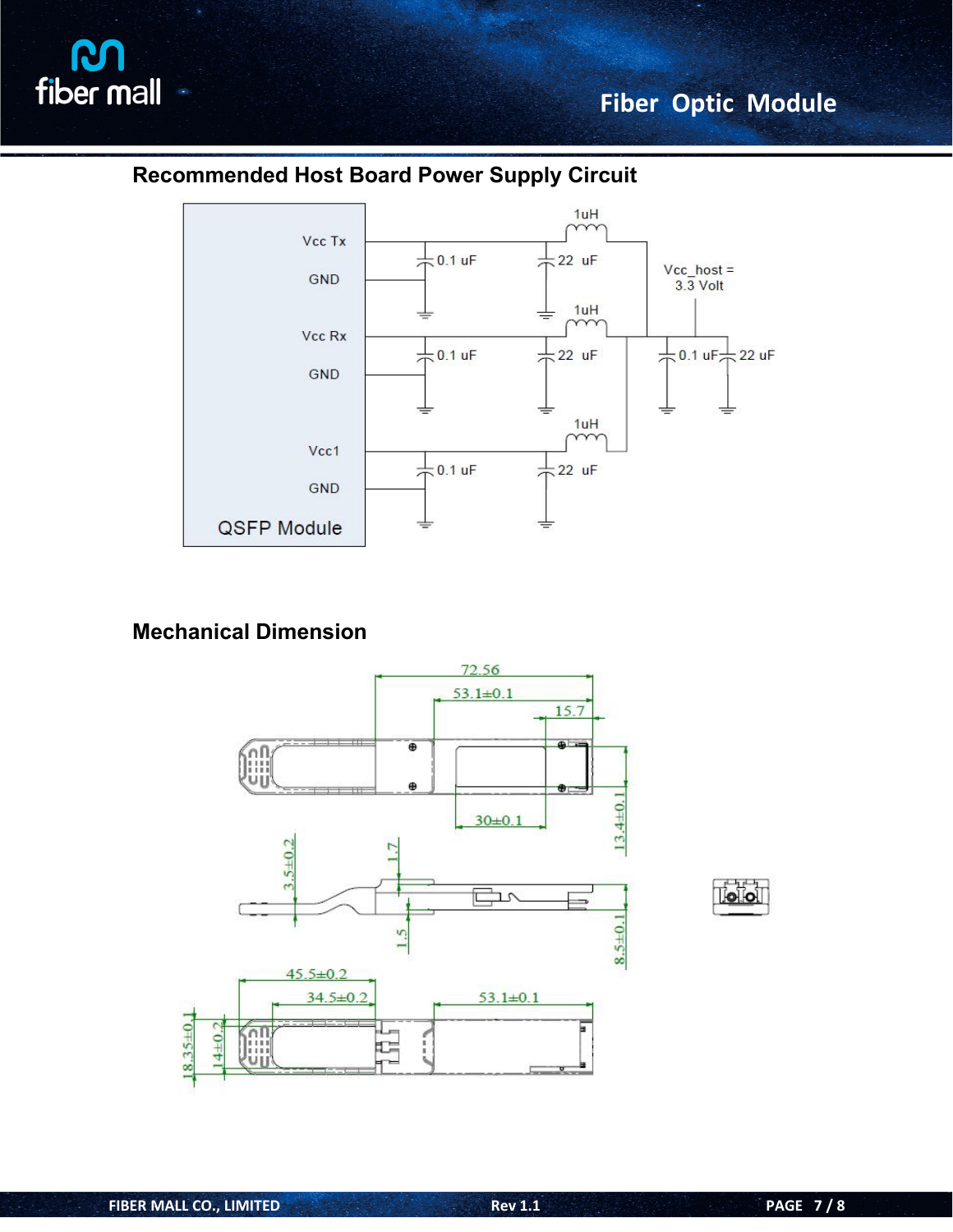## Recommended Host Board Power Supply Circuit

## Mechanical Dimension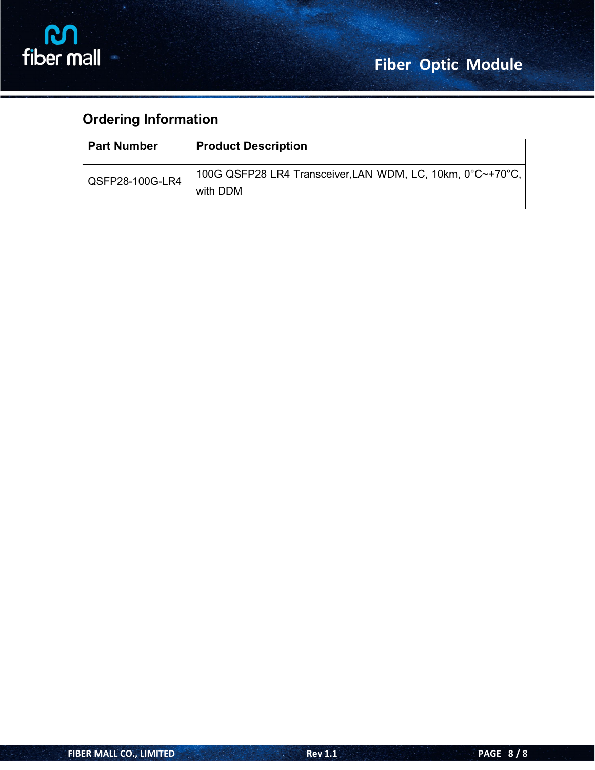## Ordering Information

| Part Number | Product Description |
|---|---|
| QSFP28-100G-LR4 | 100G QSFP28 LR4 Transceiver,LAN WDM, LC, 10km, 0°C~+70°C, with DDM |